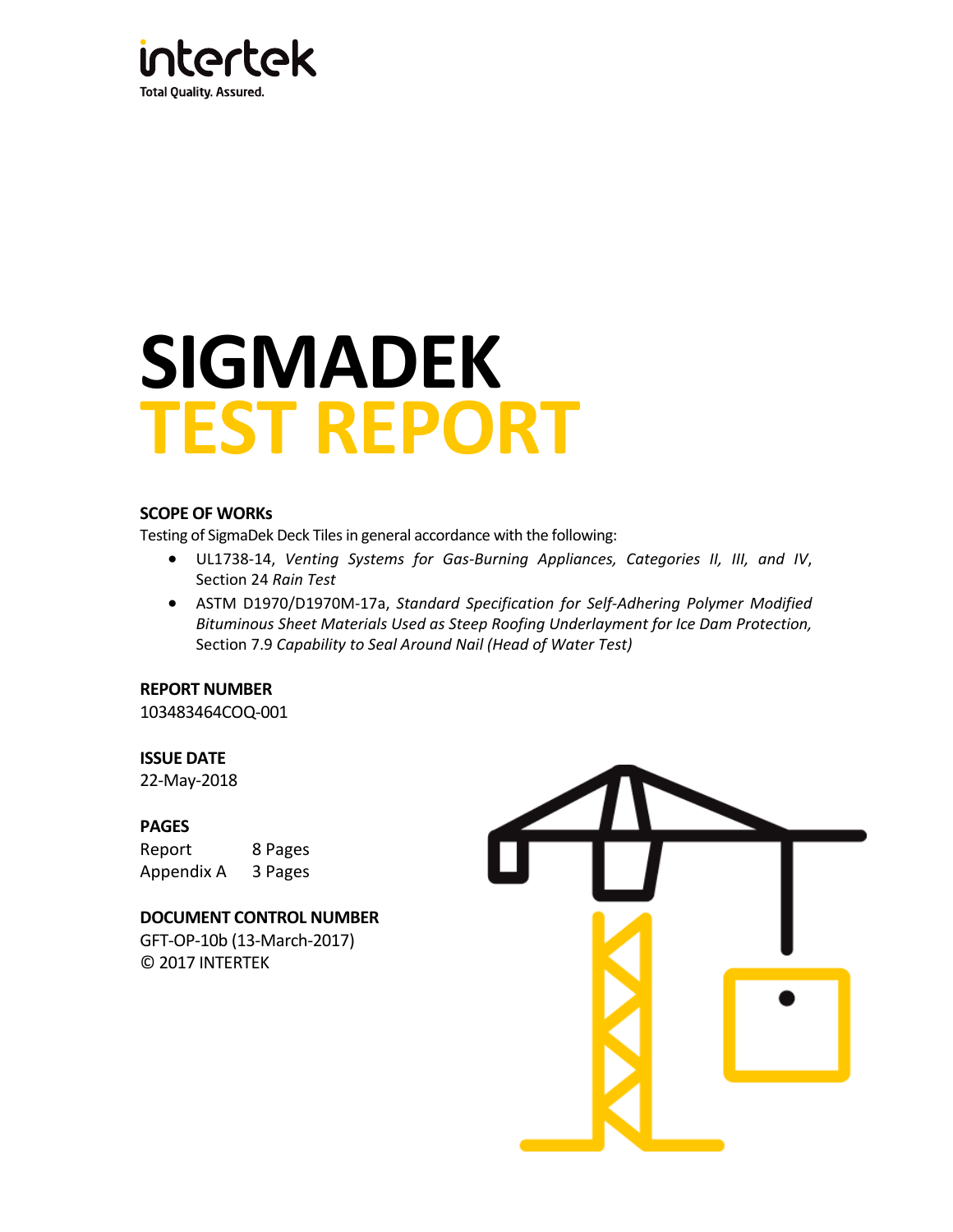intertek

Total Quality. Assured.

# SIGMADEK TEST REPORT

**SCOPE OF WORKs**

Testing of SigmaDek Deck Tiles in general accordance with the following:

- UL1738-14, *Venting Systems for Gas-Burning Appliances, Categories II, III, and IV*, Section 24 *Rain Test*
- ASTM D1970/D1970M-17a, *Standard Specification for Self-Adhering Polymer Modified Bituminous Sheet Materials Used as Steep Roofing Underlayment for Ice Dam Protection,* Section 7.9 *Capability to Seal Around Nail (Head of Water Test)*

**REPORT NUMBER**

103483464COQ-001

**ISSUE DATE**

22-May-2018

**PAGES**

| | |
|---|---|
| Report | 8 Pages |
| Appendix A | 3 Pages |

**DOCUMENT CONTROL NUMBER**

GFT-OP-10b (13-March-2017)

© 2017 INTERTEK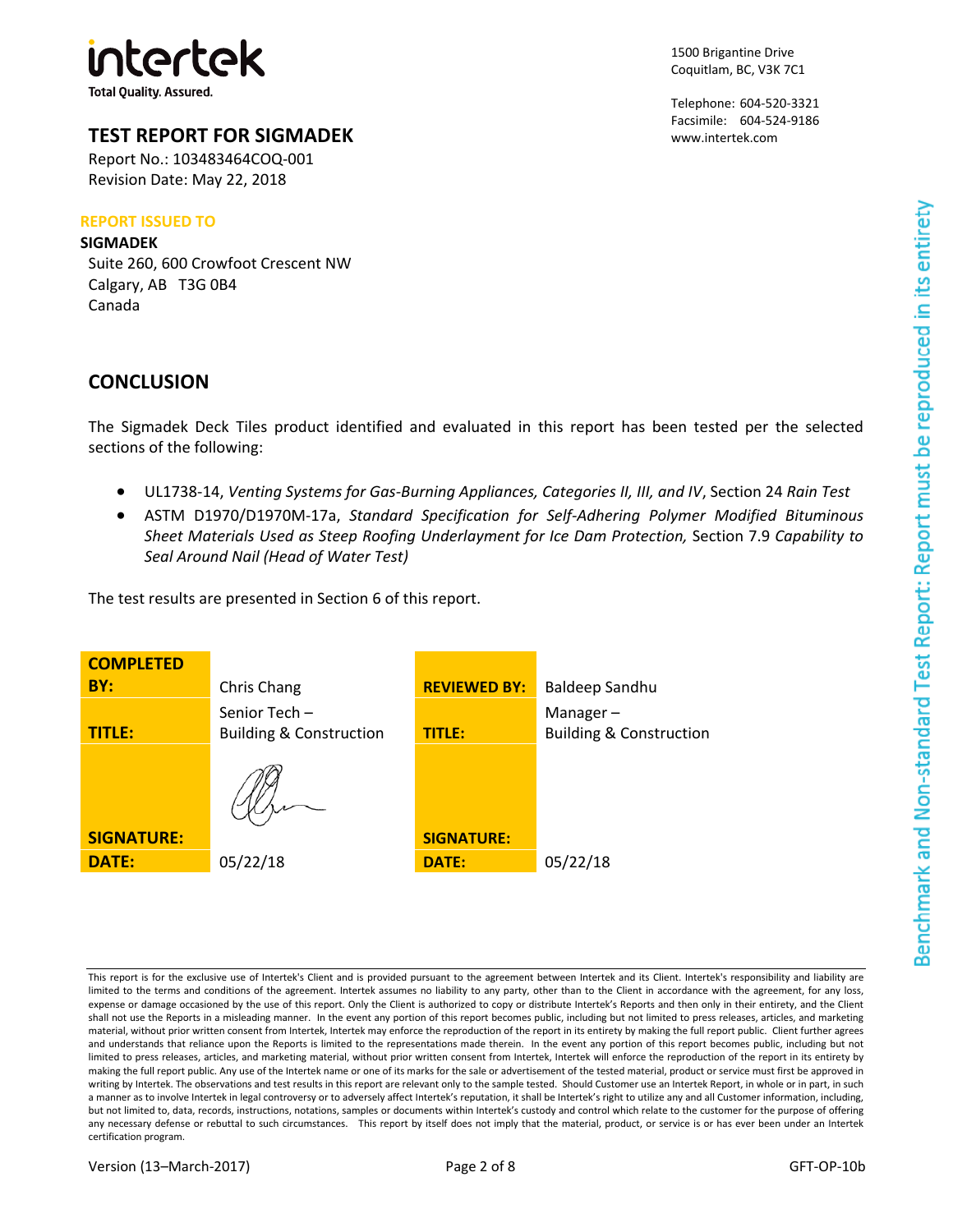intertek
Total Quality. Assured.

1500 Brigantine Drive
Coquitlam, BC, V3K 7C1

Telephone: 604-520-3321
Facsimile: 604-524-9186
www.intertek.com

## TEST REPORT FOR SIGMADEK

Report No.: 103483464COQ-001
Revision Date: May 22, 2018

**REPORT ISSUED TO**

**SIGMADEK**
Suite 260, 600 Crowfoot Crescent NW
Calgary, AB T3G 0B4
Canada

## CONCLUSION

The Sigmadek Deck Tiles product identified and evaluated in this report has been tested per the selected sections of the following:

- UL1738-14, *Venting Systems for Gas-Burning Appliances, Categories II, III, and IV*, Section 24 *Rain Test*
- ASTM D1970/D1970M-17a, *Standard Specification for Self-Adhering Polymer Modified Bituminous Sheet Materials Used as Steep Roofing Underlayment for Ice Dam Protection,* Section 7.9 *Capability to Seal Around Nail (Head of Water Test)*

The test results are presented in Section 6 of this report.

| **COMPLETED BY:** | Chris Chang | **REVIEWED BY:** | Baldeep Sandhu |
|---|---|---|---|
| **TITLE:** | Senior Tech – Building & Construction | **TITLE:** | Manager – Building & Construction |
| **SIGNATURE:** | | **SIGNATURE:** | |
| **DATE:** | 05/22/18 | **DATE:** | 05/22/18 |

This report is for the exclusive use of Intertek's Client and is provided pursuant to the agreement between Intertek and its Client. Intertek's responsibility and liability are limited to the terms and conditions of the agreement. Intertek assumes no liability to any party, other than to the Client in accordance with the agreement, for any loss, expense or damage occasioned by the use of this report. Only the Client is authorized to copy or distribute Intertek's Reports and then only in their entirety, and the Client shall not use the Reports in a misleading manner. In the event any portion of this report becomes public, including but not limited to press releases, articles, and marketing material, without prior written consent from Intertek, Intertek may enforce the reproduction of the report in its entirety by making the full report public. Client further agrees and understands that reliance upon the Reports is limited to the representations made therein. In the event any portion of this report becomes public, including but not limited to press releases, articles, and marketing material, without prior written consent from Intertek, Intertek will enforce the reproduction of the report in its entirety by making the full report public. Any use of the Intertek name or one of its marks for the sale or advertisement of the tested material, product or service must first be approved in writing by Intertek. The observations and test results in this report are relevant only to the sample tested. Should Customer use an Intertek Report, in whole or in part, in such a manner as to involve Intertek in legal controversy or to adversely affect Intertek's reputation, it shall be Intertek's right to utilize any and all Customer information, including, but not limited to, data, records, instructions, notations, samples or documents within Intertek's custody and control which relate to the customer for the purpose of offering any necessary defense or rebuttal to such circumstances. This report by itself does not imply that the material, product, or service is or has ever been under an Intertek certification program.

Version (13–March-2017) GFT-OP-10b

Benchmark and Non-standard Test Report: Report must be reproduced in its entirety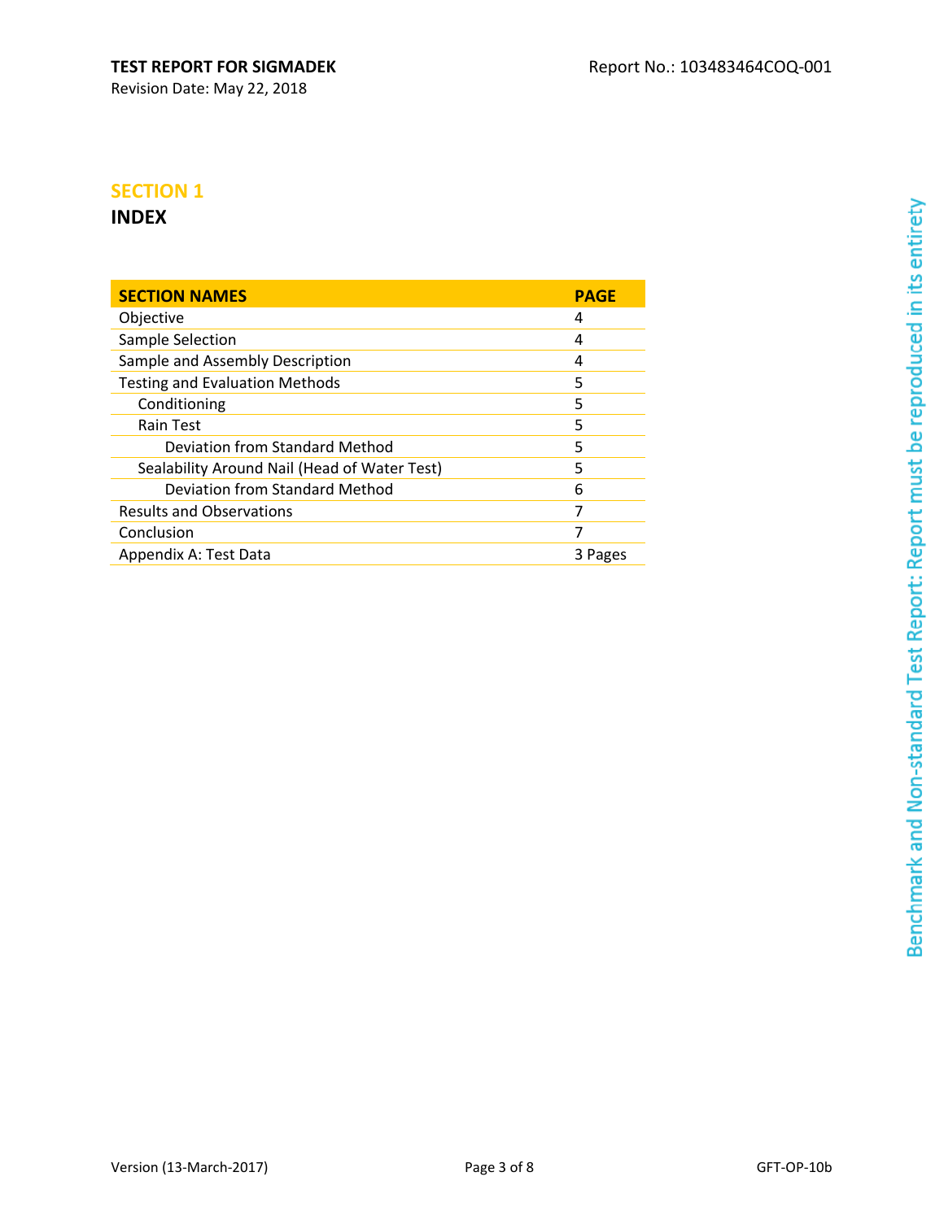## SECTION 1

## INDEX

| SECTION NAMES | PAGE |
|---|---|
| Objective | 4 |
| Sample Selection | 4 |
| Sample and Assembly Description | 4 |
| Testing and Evaluation Methods | 5 |
| Conditioning | 5 |
| Rain Test | 5 |
| Deviation from Standard Method | 5 |
| Sealability Around Nail (Head of Water Test) | 5 |
| Deviation from Standard Method | 6 |
| Results and Observations | 7 |
| Conclusion | 7 |
| Appendix A: Test Data | 3 Pages |

Benchmark and Non-standard Test Report: Report must be reproduced in its entirety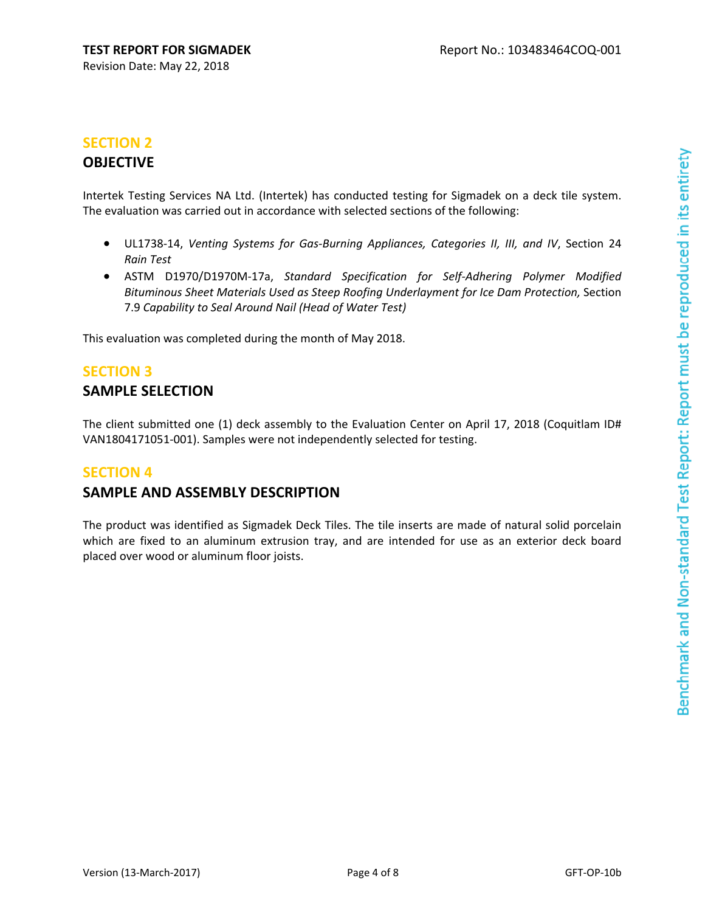## SECTION 2

## OBJECTIVE

Intertek Testing Services NA Ltd. (Intertek) has conducted testing for Sigmadek on a deck tile system. The evaluation was carried out in accordance with selected sections of the following:

- UL1738-14, *Venting Systems for Gas-Burning Appliances, Categories II, III, and IV*, Section 24 *Rain Test*
- ASTM D1970/D1970M-17a, *Standard Specification for Self-Adhering Polymer Modified Bituminous Sheet Materials Used as Steep Roofing Underlayment for Ice Dam Protection,* Section 7.9 *Capability to Seal Around Nail (Head of Water Test)*

This evaluation was completed during the month of May 2018.

## SECTION 3

## SAMPLE SELECTION

The client submitted one (1) deck assembly to the Evaluation Center on April 17, 2018 (Coquitlam ID# VAN1804171051-001). Samples were not independently selected for testing.

## SECTION 4

## SAMPLE AND ASSEMBLY DESCRIPTION

The product was identified as Sigmadek Deck Tiles. The tile inserts are made of natural solid porcelain which are fixed to an aluminum extrusion tray, and are intended for use as an exterior deck board placed over wood or aluminum floor joists.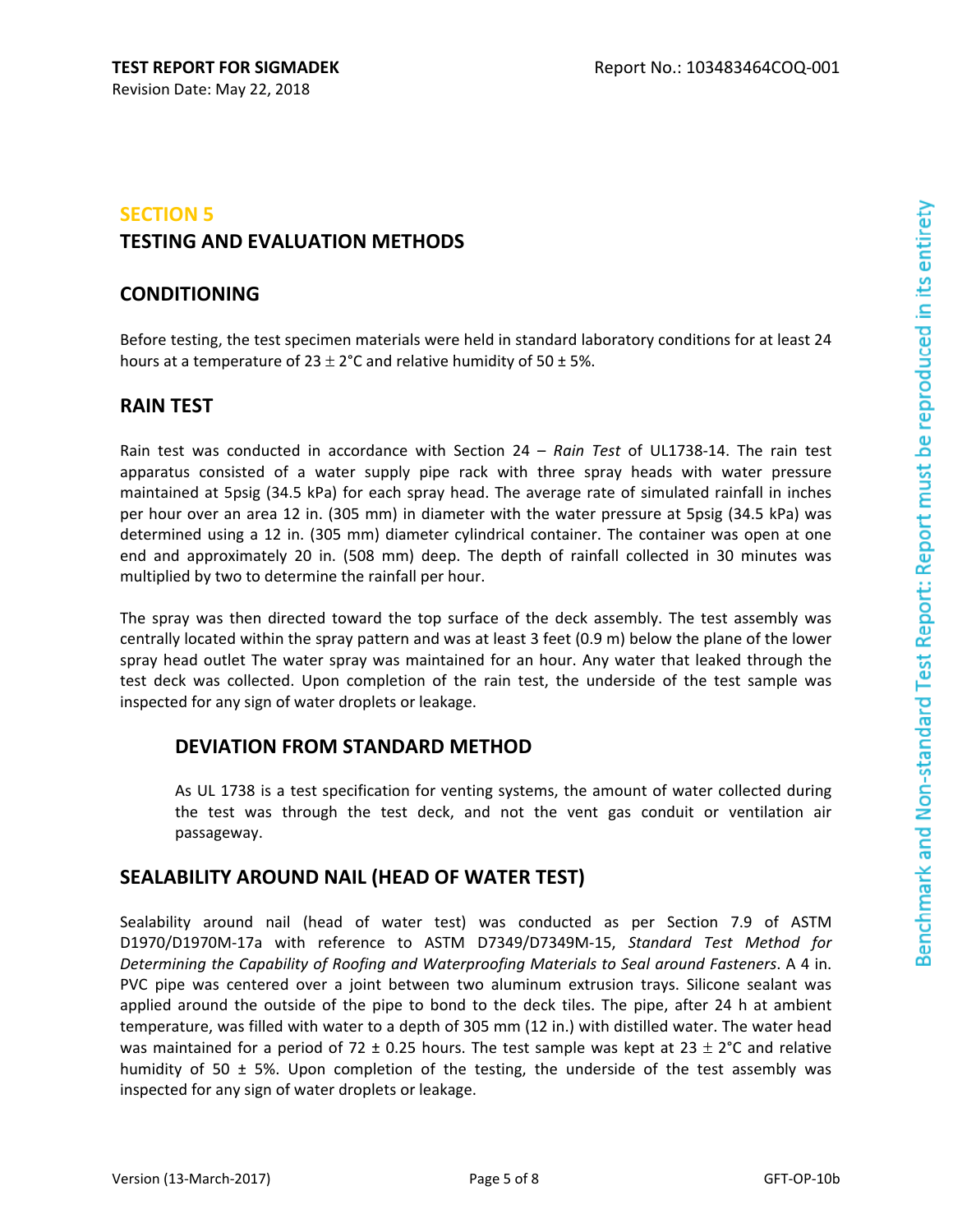## SECTION 5

## TESTING AND EVALUATION METHODS

### CONDITIONING

Before testing, the test specimen materials were held in standard laboratory conditions for at least 24 hours at a temperature of 23 ± 2°C and relative humidity of 50 ± 5%.

### RAIN TEST

Rain test was conducted in accordance with Section 24 – *Rain Test* of UL1738-14. The rain test apparatus consisted of a water supply pipe rack with three spray heads with water pressure maintained at 5psig (34.5 kPa) for each spray head. The average rate of simulated rainfall in inches per hour over an area 12 in. (305 mm) in diameter with the water pressure at 5psig (34.5 kPa) was determined using a 12 in. (305 mm) diameter cylindrical container. The container was open at one end and approximately 20 in. (508 mm) deep. The depth of rainfall collected in 30 minutes was multiplied by two to determine the rainfall per hour.

The spray was then directed toward the top surface of the deck assembly. The test assembly was centrally located within the spray pattern and was at least 3 feet (0.9 m) below the plane of the lower spray head outlet The water spray was maintained for an hour. Any water that leaked through the test deck was collected. Upon completion of the rain test, the underside of the test sample was inspected for any sign of water droplets or leakage.

#### DEVIATION FROM STANDARD METHOD

As UL 1738 is a test specification for venting systems, the amount of water collected during the test was through the test deck, and not the vent gas conduit or ventilation air passageway.

### SEALABILITY AROUND NAIL (HEAD OF WATER TEST)

Sealability around nail (head of water test) was conducted as per Section 7.9 of ASTM D1970/D1970M-17a with reference to ASTM D7349/D7349M-15, *Standard Test Method for Determining the Capability of Roofing and Waterproofing Materials to Seal around Fasteners*. A 4 in. PVC pipe was centered over a joint between two aluminum extrusion trays. Silicone sealant was applied around the outside of the pipe to bond to the deck tiles. The pipe, after 24 h at ambient temperature, was filled with water to a depth of 305 mm (12 in.) with distilled water. The water head was maintained for a period of 72 ± 0.25 hours. The test sample was kept at 23 ± 2°C and relative humidity of 50 ± 5%. Upon completion of the testing, the underside of the test assembly was inspected for any sign of water droplets or leakage.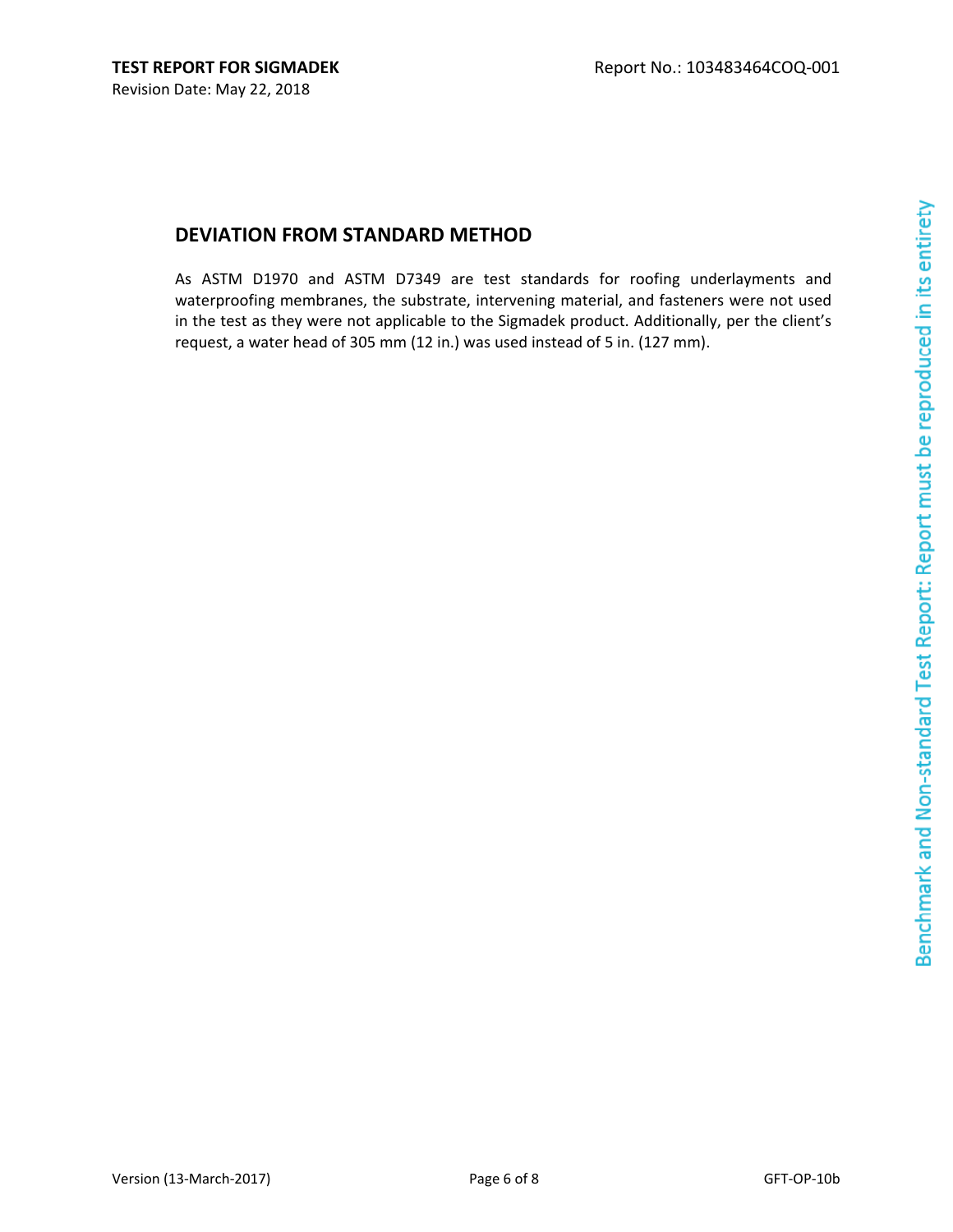## DEVIATION FROM STANDARD METHOD

As ASTM D1970 and ASTM D7349 are test standards for roofing underlayments and waterproofing membranes, the substrate, intervening material, and fasteners were not used in the test as they were not applicable to the Sigmadek product. Additionally, per the client's request, a water head of 305 mm (12 in.) was used instead of 5 in. (127 mm).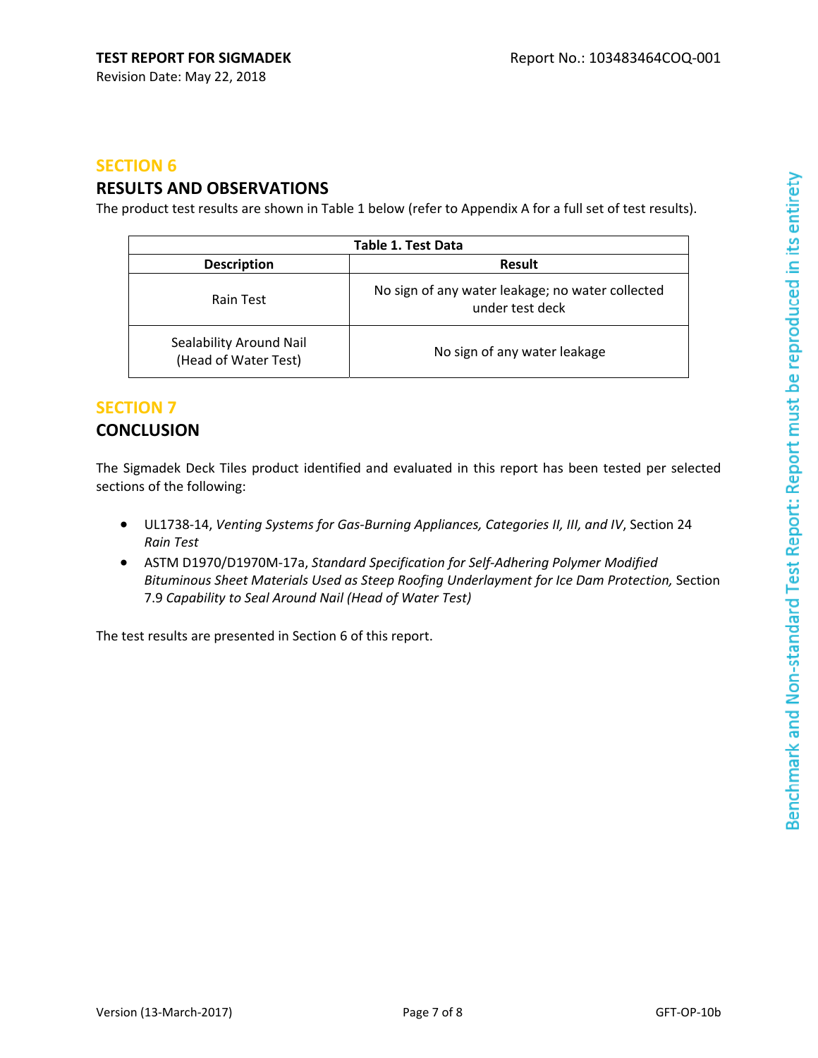## SECTION 6

## RESULTS AND OBSERVATIONS

The product test results are shown in Table 1 below (refer to Appendix A for a full set of test results).

| Table 1. Test Data | |
|---|---|
| **Description** | **Result** |
| Rain Test | No sign of any water leakage; no water collected under test deck |
| Sealability Around Nail (Head of Water Test) | No sign of any water leakage |

## SECTION 7

## CONCLUSION

The Sigmadek Deck Tiles product identified and evaluated in this report has been tested per selected sections of the following:

- UL1738-14, *Venting Systems for Gas-Burning Appliances, Categories II, III, and IV*, Section 24 *Rain Test*
- ASTM D1970/D1970M-17a, *Standard Specification for Self-Adhering Polymer Modified Bituminous Sheet Materials Used as Steep Roofing Underlayment for Ice Dam Protection,* Section 7.9 *Capability to Seal Around Nail (Head of Water Test)*

The test results are presented in Section 6 of this report.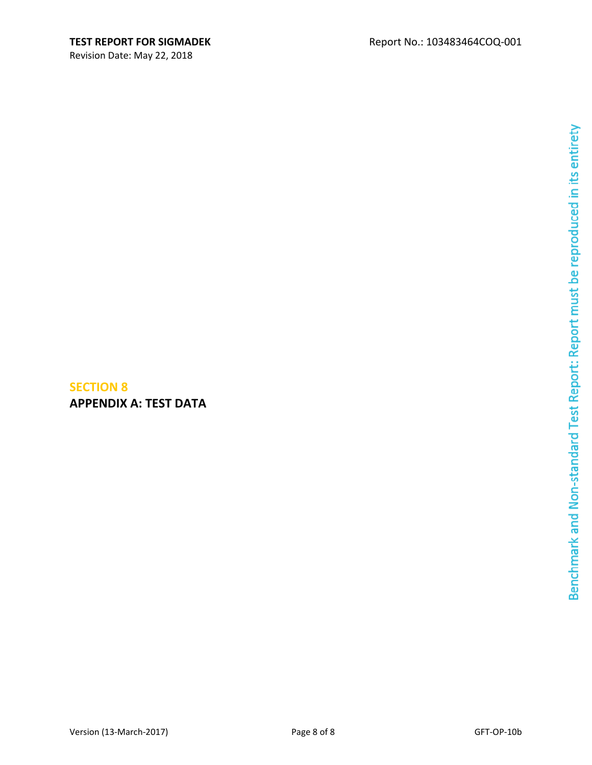## SECTION 8

## APPENDIX A: TEST DATA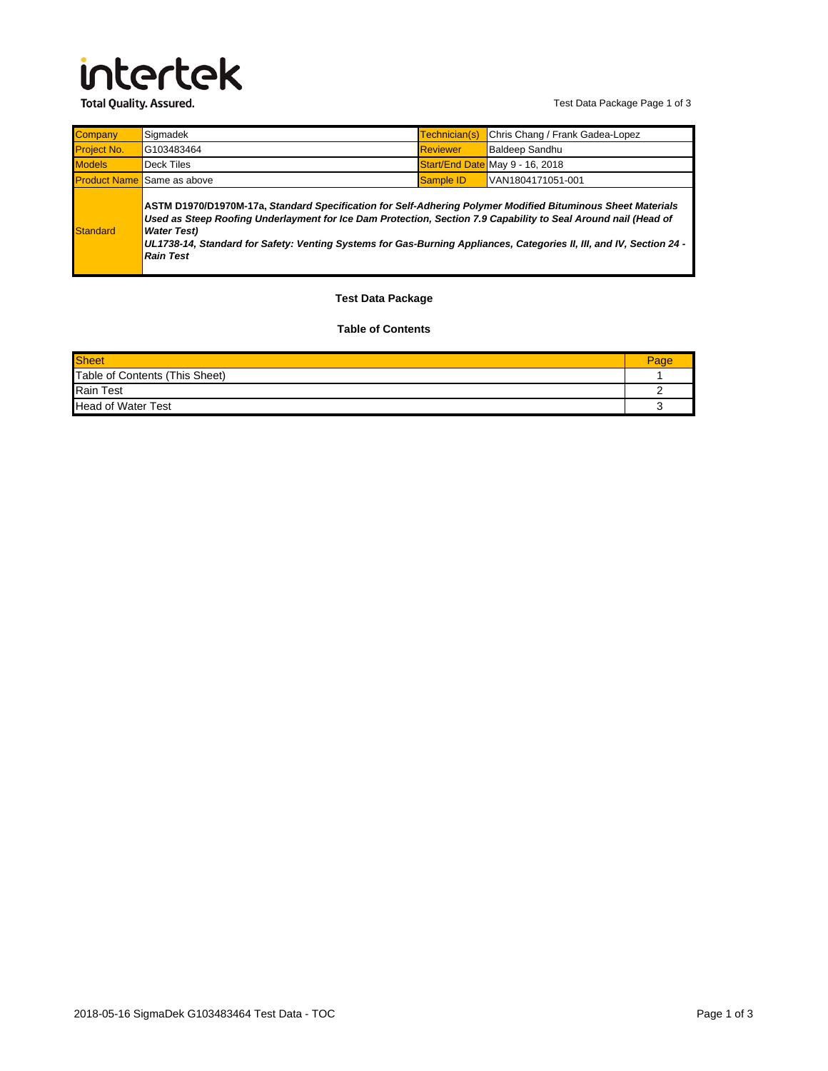# intertek

Total Quality. Assured.

Test Data Package Page 1 of 3

| Company | Sigmadek | Technician(s) | Chris Chang / Frank Gadea-Lopez |
|---|---|---|---|
| Project No. | G103483464 | Reviewer | Baldeep Sandhu |
| Models | Deck Tiles | Start/End Date | May 9 - 16, 2018 |
| Product Name | Same as above | Sample ID | VAN1804171051-001 |
| Standard | **ASTM D1970/D1970M-17a, *Standard Specification for Self-Adhering Polymer Modified Bituminous Sheet Materials Used as Steep Roofing Underlayment for Ice Dam Protection, Section 7.9 Capability to Seal Around nail (Head of Water Test)*** <br> ***UL1738-14, Standard for Safety: Venting Systems for Gas-Burning Appliances, Categories II, III, and IV, Section 24 - Rain Test*** | | |

## Test Data Package

### Table of Contents

| Sheet | Page |
|---|---|
| Table of Contents (This Sheet) | 1 |
| Rain Test | 2 |
| Head of Water Test | 3 |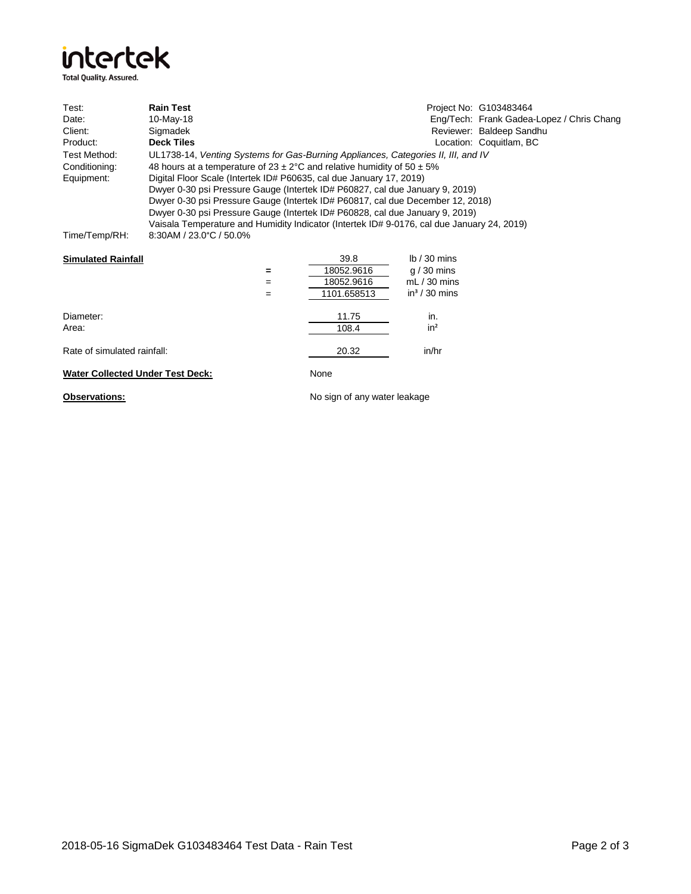**intertek**
Total Quality. Assured.

| | | | |
|---|---|---|---|
| Test: | **Rain Test** | Project No: | G103483464 |
| Date: | 10-May-18 | Eng/Tech: | Frank Gadea-Lopez / Chris Chang |
| Client: | Sigmadek | Reviewer: | Baldeep Sandhu |
| Product: | **Deck Tiles** | Location: | Coquitlam, BC |

Test Method: UL1738-14, *Venting Systems for Gas-Burning Appliances, Categories II, III, and IV*

Conditioning: 48 hours at a temperature of 23 ± 2°C and relative humidity of 50 ± 5%

Equipment:
- Digital Floor Scale (Intertek ID# P60635, cal due January 17, 2019)
- Dwyer 0-30 psi Pressure Gauge (Intertek ID# P60827, cal due January 9, 2019)
- Dwyer 0-30 psi Pressure Gauge (Intertek ID# P60817, cal due December 12, 2018)
- Dwyer 0-30 psi Pressure Gauge (Intertek ID# P60828, cal due January 9, 2019)
- Vaisala Temperature and Humidity Indicator (Intertek ID# 9-0176, cal due January 24, 2019)

Time/Temp/RH: 8:30AM / 23.0°C / 50.0%

| **Simulated Rainfall** | | | |
|---|---|---|---|
| | | 39.8 | lb / 30 mins |
| | = | 18052.9616 | g / 30 mins |
| | = | 18052.9616 | mL / 30 mins |
| | = | 1101.658513 | $in^3$ / 30 mins |
| Diameter: | | 11.75 | in. |
| Area: | | 108.4 | $in^2$ |
| Rate of simulated rainfall: | | 20.32 | in/hr |

**Water Collected Under Test Deck:** None

**Observations:** No sign of any water leakage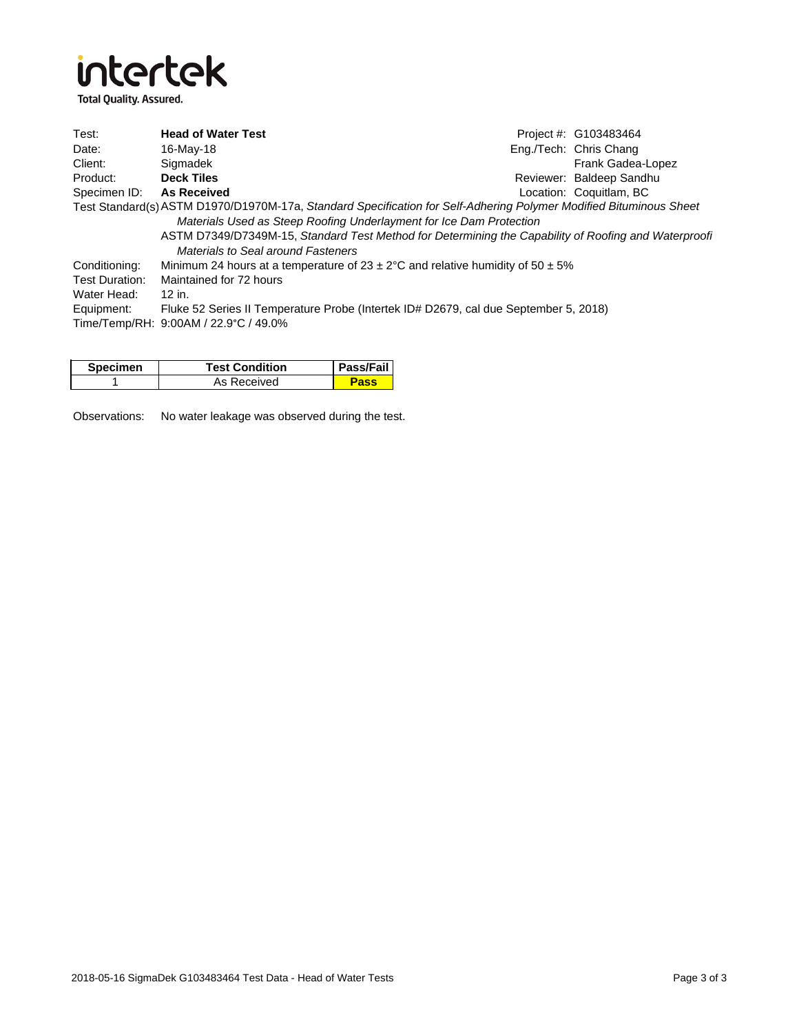**intertek**
**Total Quality. Assured.**

Test: **Head of Water Test**
Date: 16-May-18
Client: Sigmadek
Product: **Deck Tiles**
Specimen ID: **As Received**

Project #: G103483464
Eng./Tech: Chris Chang
Frank Gadea-Lopez
Reviewer: Baldeep Sandhu
Location: Coquitlam, BC

Test Standard(s) ASTM D1970/D1970M-17a, *Standard Specification for Self-Adhering Polymer Modified Bituminous Sheet Materials Used as Steep Roofing Underlayment for Ice Dam Protection*
ASTM D7349/D7349M-15, *Standard Test Method for Determining the Capability of Roofing and Waterproofi Materials to Seal around Fasteners*

Conditioning: Minimum 24 hours at a temperature of 23 ± 2°C and relative humidity of 50 ± 5%
Test Duration: Maintained for 72 hours
Water Head: 12 in.
Equipment: Fluke 52 Series II Temperature Probe (Intertek ID# D2679, cal due September 5, 2018)
Time/Temp/RH: 9:00AM / 22.9°C / 49.0%

| Specimen | Test Condition | Pass/Fail |
|---|---|---|
| 1 | As Received | **Pass** |

Observations: No water leakage was observed during the test.